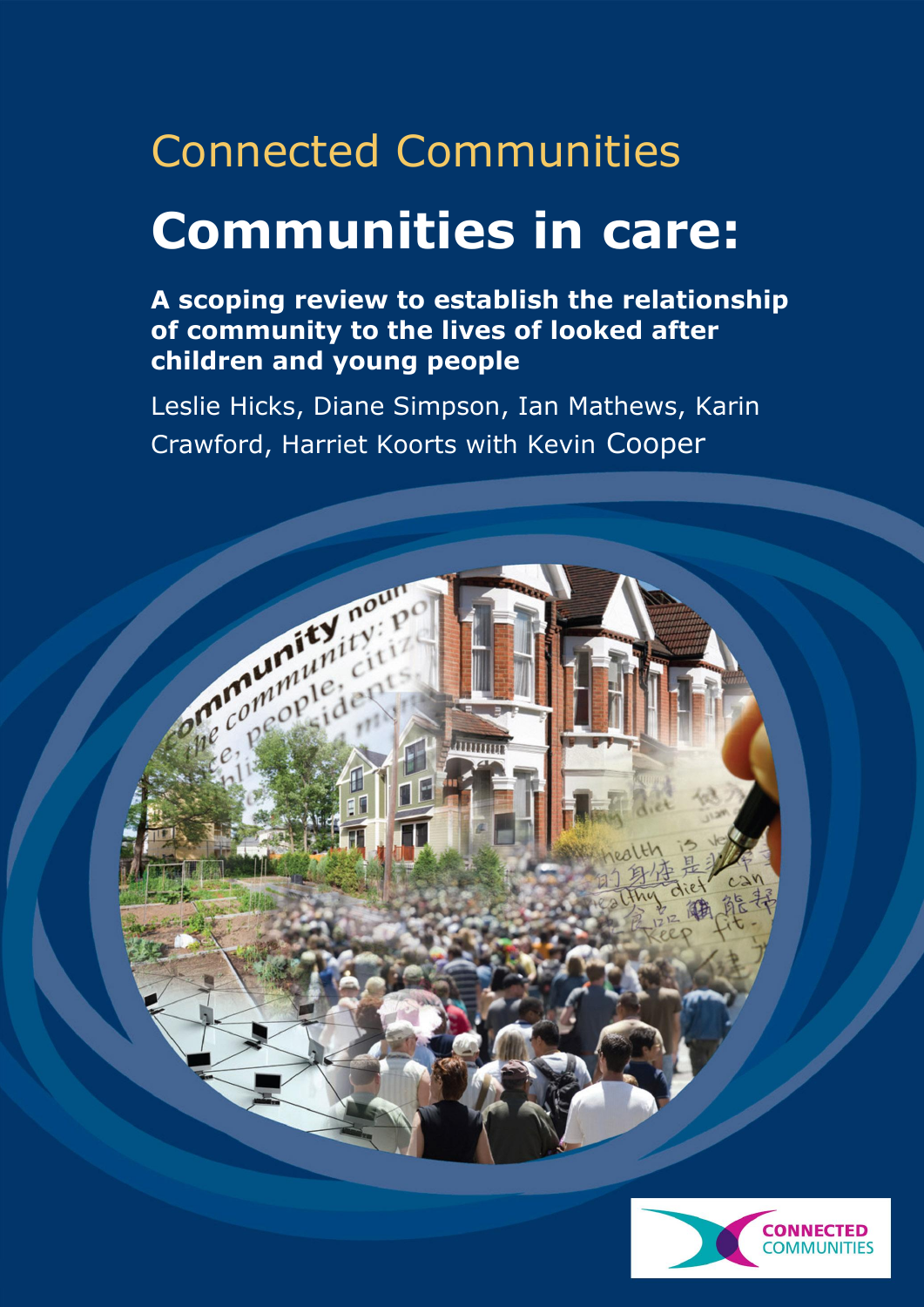Connected Communities

# Communities in care:

**A scoping review to establish the relationship of community to the lives of looked after children and young people**

Leslie Hicks, Diane Simpson, Ian Mathews, Karin Crawford, Harriet Koorts with Kevin Cooper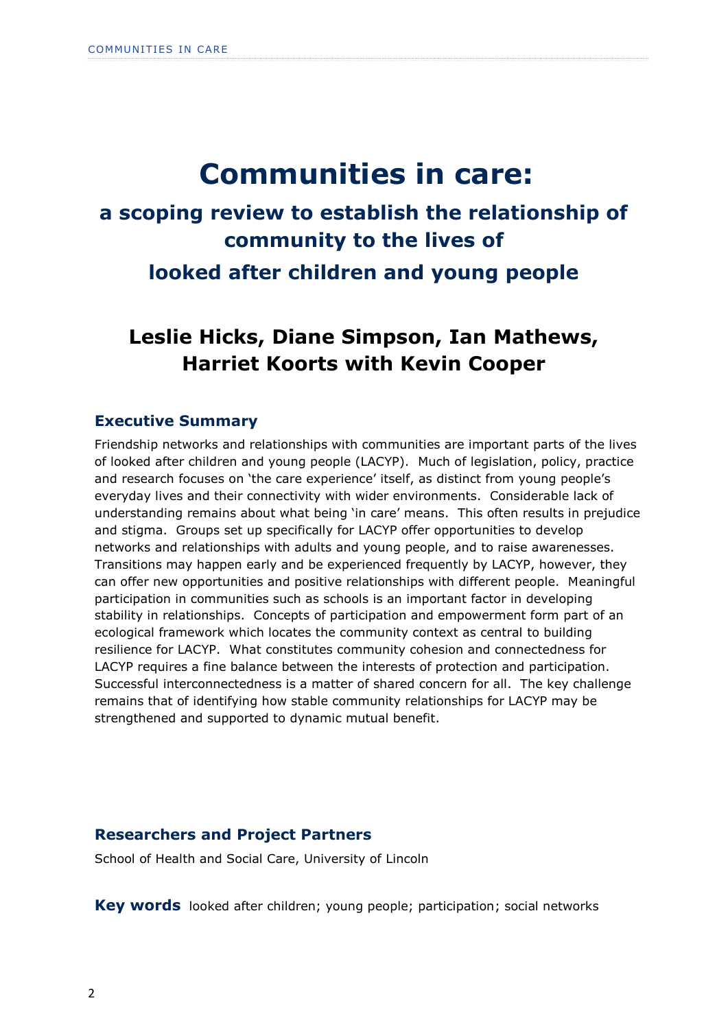# Communities in care:

## a scoping review to establish the relationship of community to the lives of looked after children and young people

## Leslie Hicks, Diane Simpson, Ian Mathews, Harriet Koorts with Kevin Cooper

### Executive Summary

Friendship networks and relationships with communities are important parts of the lives of looked after children and young people (LACYP). Much of legislation, policy, practice and research focuses on 'the care experience' itself, as distinct from young people's everyday lives and their connectivity with wider environments. Considerable lack of understanding remains about what being 'in care' means. This often results in prejudice and stigma. Groups set up specifically for LACYP offer opportunities to develop networks and relationships with adults and young people, and to raise awarenesses. Transitions may happen early and be experienced frequently by LACYP, however, they can offer new opportunities and positive relationships with different people. Meaningful participation in communities such as schools is an important factor in developing stability in relationships. Concepts of participation and empowerment form part of an ecological framework which locates the community context as central to building resilience for LACYP. What constitutes community cohesion and connectedness for LACYP requires a fine balance between the interests of protection and participation. Successful interconnectedness is a matter of shared concern for all. The key challenge remains that of identifying how stable community relationships for LACYP may be strengthened and supported to dynamic mutual benefit.

### Researchers and Project Partners

School of Health and Social Care, University of Lincoln

**Key words** looked after children; young people; participation; social networks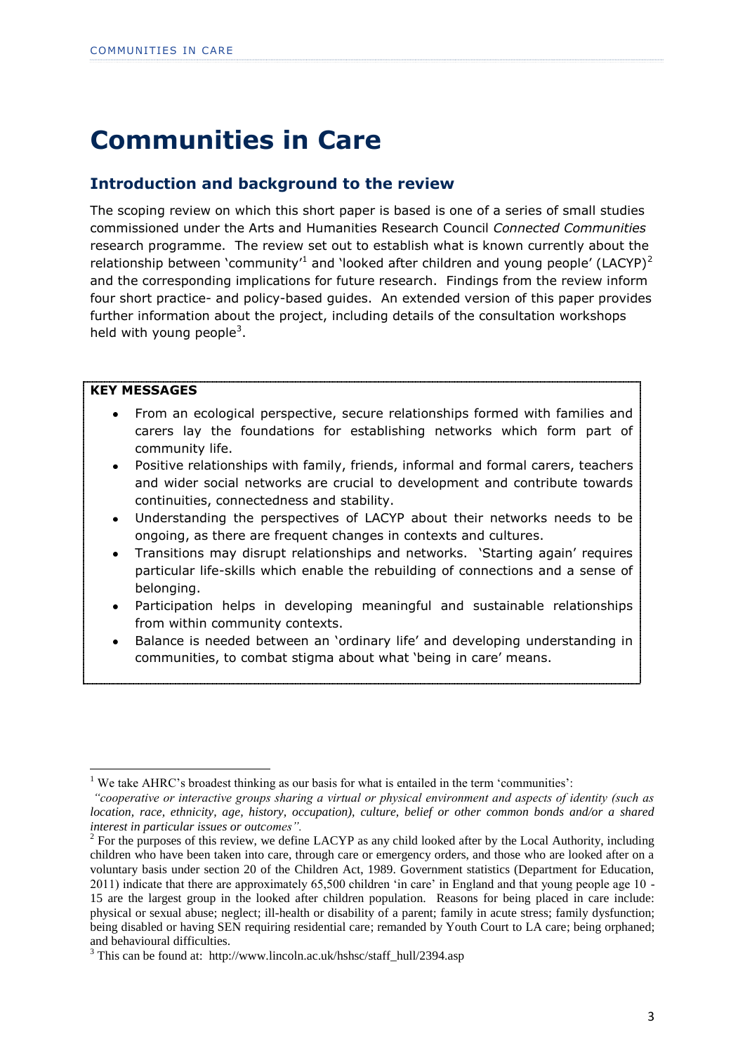# Communities in Care

## Introduction and background to the review

The scoping review on which this short paper is based is one of a series of small studies commissioned under the Arts and Humanities Research Council *Connected Communities* research programme. The review set out to establish what is known currently about the relationship between 'community'[1] and 'looked after children and young people' (LACYP)[2] and the corresponding implications for future research. Findings from the review inform four short practice- and policy-based guides. An extended version of this paper provides further information about the project, including details of the consultation workshops held with young people[3].

**KEY MESSAGES**

- From an ecological perspective, secure relationships formed with families and carers lay the foundations for establishing networks which form part of community life.
- Positive relationships with family, friends, informal and formal carers, teachers and wider social networks are crucial to development and contribute towards continuities, connectedness and stability.
- Understanding the perspectives of LACYP about their networks needs to be ongoing, as there are frequent changes in contexts and cultures.
- Transitions may disrupt relationships and networks. 'Starting again' requires particular life-skills which enable the rebuilding of connections and a sense of belonging.
- Participation helps in developing meaningful and sustainable relationships from within community contexts.
- Balance is needed between an 'ordinary life' and developing understanding in communities, to combat stigma about what 'being in care' means.

---

[1] We take AHRC's broadest thinking as our basis for what is entailed in the term 'communities': *"cooperative or interactive groups sharing a virtual or physical environment and aspects of identity (such as location, race, ethnicity, age, history, occupation), culture, belief or other common bonds and/or a shared interest in particular issues or outcomes".*

[2] For the purposes of this review, we define LACYP as any child looked after by the Local Authority, including children who have been taken into care, through care or emergency orders, and those who are looked after on a voluntary basis under section 20 of the Children Act, 1989. Government statistics (Department for Education, 2011) indicate that there are approximately 65,500 children 'in care' in England and that young people age 10 - 15 are the largest group in the looked after children population. Reasons for being placed in care include: physical or sexual abuse; neglect; ill-health or disability of a parent; family in acute stress; family dysfunction; being disabled or having SEN requiring residential care; remanded by Youth Court to LA care; being orphaned; and behavioural difficulties.

[3] This can be found at: http://www.lincoln.ac.uk/hshsc/staff_hull/2394.asp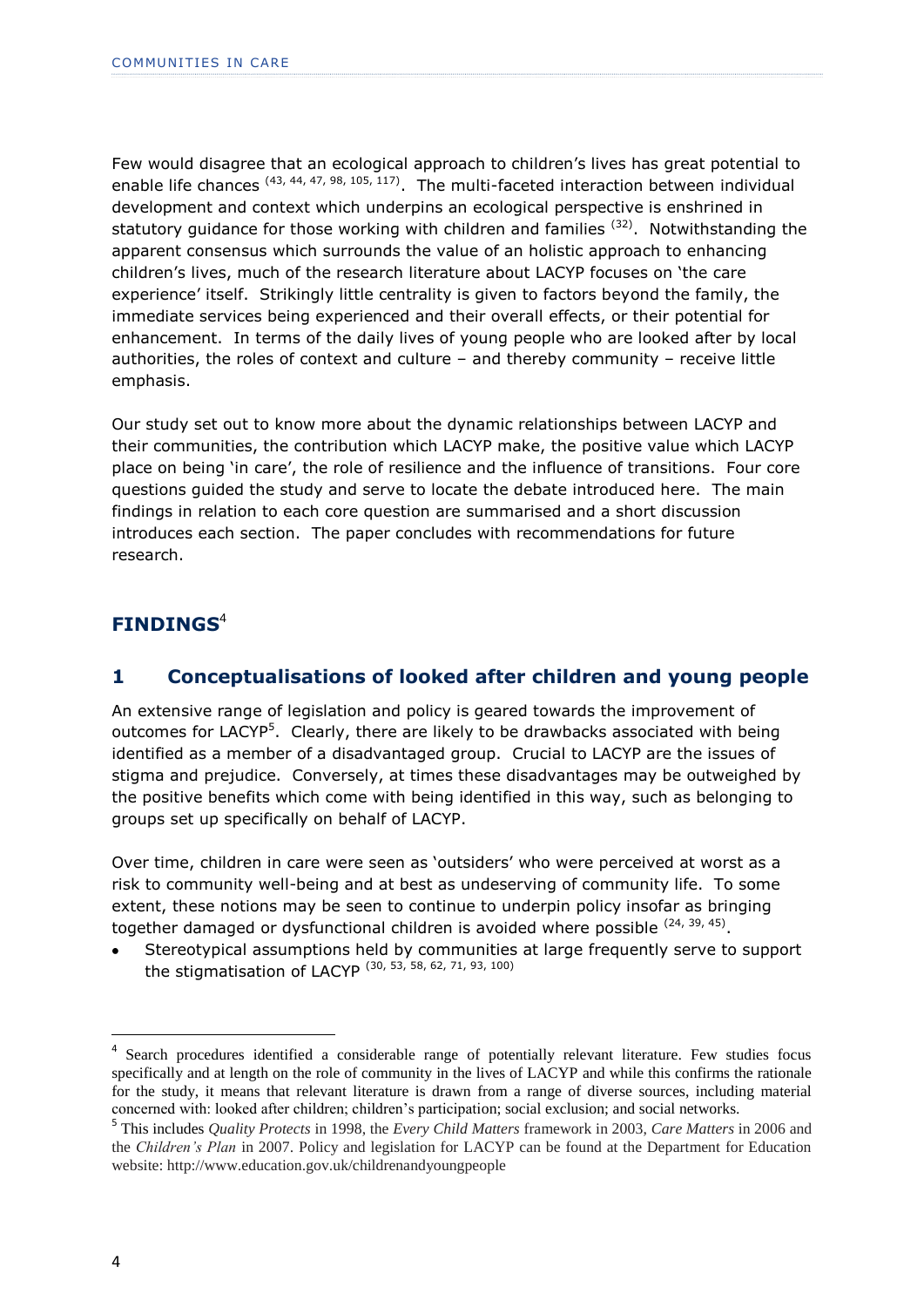Few would disagree that an ecological approach to children's lives has great potential to enable life chances [43, 44, 47, 98, 105, 117]. The multi-faceted interaction between individual development and context which underpins an ecological perspective is enshrined in statutory guidance for those working with children and families [32]. Notwithstanding the apparent consensus which surrounds the value of an holistic approach to enhancing children's lives, much of the research literature about LACYP focuses on 'the care experience' itself. Strikingly little centrality is given to factors beyond the family, the immediate services being experienced and their overall effects, or their potential for enhancement. In terms of the daily lives of young people who are looked after by local authorities, the roles of context and culture – and thereby community – receive little emphasis.

Our study set out to know more about the dynamic relationships between LACYP and their communities, the contribution which LACYP make, the positive value which LACYP place on being 'in care', the role of resilience and the influence of transitions. Four core questions guided the study and serve to locate the debate introduced here. The main findings in relation to each core question are summarised and a short discussion introduces each section. The paper concludes with recommendations for future research.

## FINDINGS[4]

## 1 Conceptualisations of looked after children and young people

An extensive range of legislation and policy is geared towards the improvement of outcomes for LACYP[5]. Clearly, there are likely to be drawbacks associated with being identified as a member of a disadvantaged group. Crucial to LACYP are the issues of stigma and prejudice. Conversely, at times these disadvantages may be outweighed by the positive benefits which come with being identified in this way, such as belonging to groups set up specifically on behalf of LACYP.

Over time, children in care were seen as 'outsiders' who were perceived at worst as a risk to community well-being and at best as undeserving of community life. To some extent, these notions may be seen to continue to underpin policy insofar as bringing together damaged or dysfunctional children is avoided where possible [24, 39, 45].

- Stereotypical assumptions held by communities at large frequently serve to support the stigmatisation of LACYP [30, 53, 58, 62, 71, 93, 100]

---

[4] Search procedures identified a considerable range of potentially relevant literature. Few studies focus specifically and at length on the role of community in the lives of LACYP and while this confirms the rationale for the study, it means that relevant literature is drawn from a range of diverse sources, including material concerned with: looked after children; children's participation; social exclusion; and social networks.

[5] This includes *Quality Protects* in 1998, the *Every Child Matters* framework in 2003, *Care Matters* in 2006 and the *Children's Plan* in 2007. Policy and legislation for LACYP can be found at the Department for Education website: http://www.education.gov.uk/childrenandyoungpeople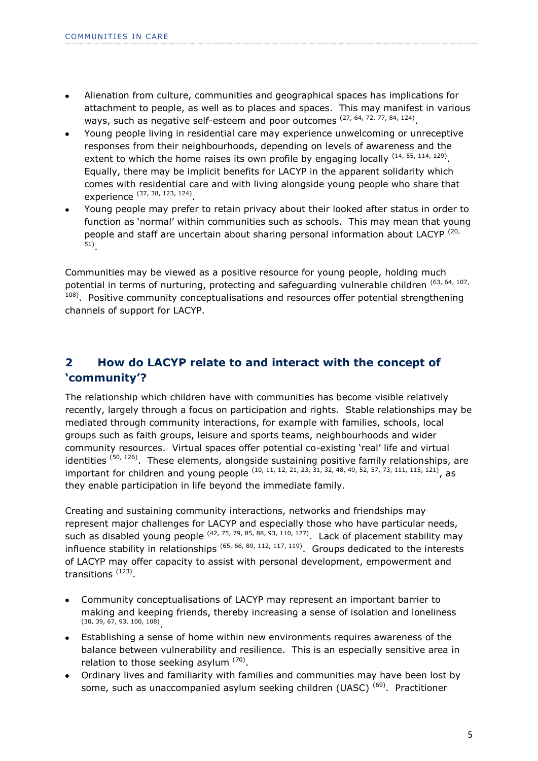- Alienation from culture, communities and geographical spaces has implications for attachment to people, as well as to places and spaces. This may manifest in various ways, such as negative self-esteem and poor outcomes [27, 64, 72, 77, 84, 124].
- Young people living in residential care may experience unwelcoming or unreceptive responses from their neighbourhoods, depending on levels of awareness and the extent to which the home raises its own profile by engaging locally [14, 55, 114, 129]. Equally, there may be implicit benefits for LACYP in the apparent solidarity which comes with residential care and with living alongside young people who share that experience [37, 38, 123, 124].
- Young people may prefer to retain privacy about their looked after status in order to function as 'normal' within communities such as schools. This may mean that young people and staff are uncertain about sharing personal information about LACYP [20, 51].

Communities may be viewed as a positive resource for young people, holding much potential in terms of nurturing, protecting and safeguarding vulnerable children [63, 64, 107, 108]. Positive community conceptualisations and resources offer potential strengthening channels of support for LACYP.

## 2 How do LACYP relate to and interact with the concept of 'community'?

The relationship which children have with communities has become visible relatively recently, largely through a focus on participation and rights. Stable relationships may be mediated through community interactions, for example with families, schools, local groups such as faith groups, leisure and sports teams, neighbourhoods and wider community resources. Virtual spaces offer potential co-existing 'real' life and virtual identities [50, 126]. These elements, alongside sustaining positive family relationships, are important for children and young people [10, 11, 12, 21, 23, 31, 32, 48, 49, 52, 57, 73, 111, 115, 121], as they enable participation in life beyond the immediate family.

Creating and sustaining community interactions, networks and friendships may represent major challenges for LACYP and especially those who have particular needs, such as disabled young people [42, 75, 79, 85, 88, 93, 110, 127]. Lack of placement stability may influence stability in relationships [65, 66, 89, 112, 117, 119]. Groups dedicated to the interests of LACYP may offer capacity to assist with personal development, empowerment and transitions [123].

- Community conceptualisations of LACYP may represent an important barrier to making and keeping friends, thereby increasing a sense of isolation and loneliness [30, 39, 67, 93, 100, 108].
- Establishing a sense of home within new environments requires awareness of the balance between vulnerability and resilience. This is an especially sensitive area in relation to those seeking asylum [70].
- Ordinary lives and familiarity with families and communities may have been lost by some, such as unaccompanied asylum seeking children (UASC) [69]. Practitioner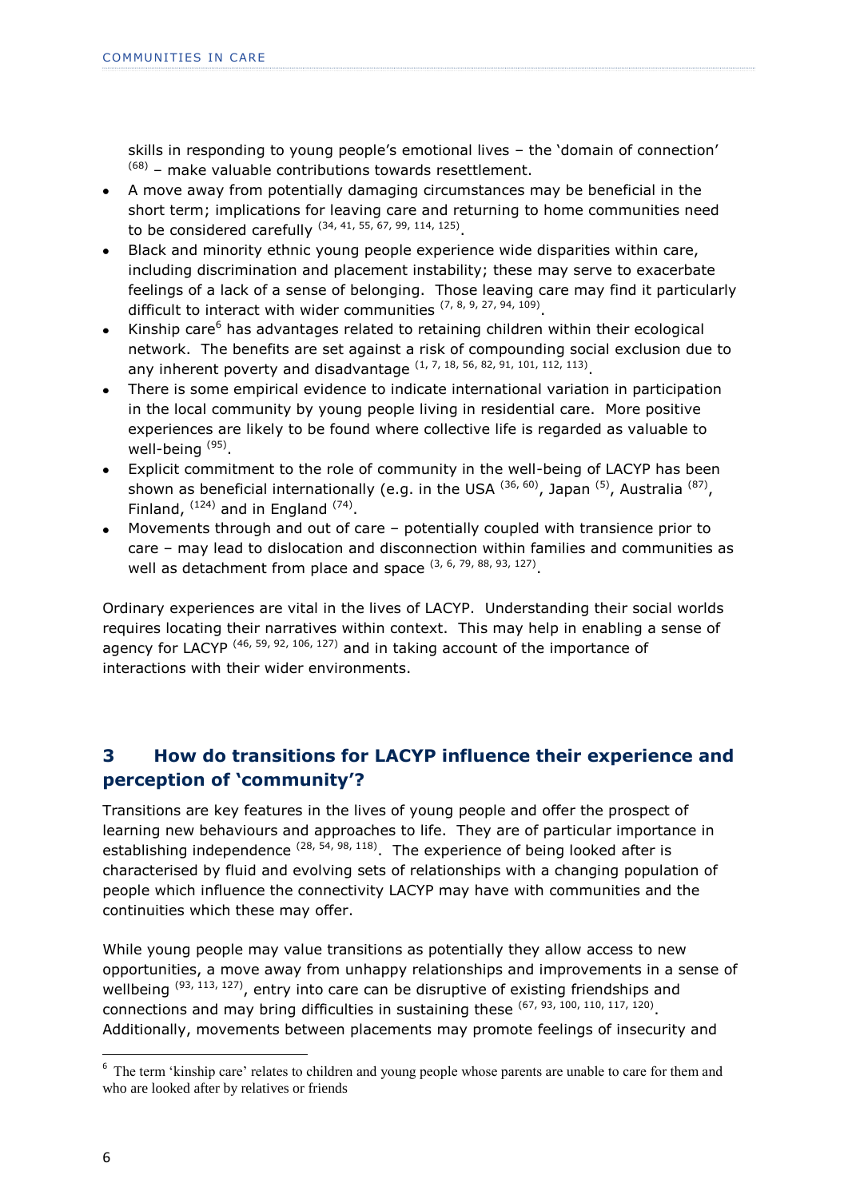skills in responding to young people's emotional lives – the 'domain of connection' [68] – make valuable contributions towards resettlement.

- A move away from potentially damaging circumstances may be beneficial in the short term; implications for leaving care and returning to home communities need to be considered carefully [34, 41, 55, 67, 99, 114, 125].
- Black and minority ethnic young people experience wide disparities within care, including discrimination and placement instability; these may serve to exacerbate feelings of a lack of a sense of belonging. Those leaving care may find it particularly difficult to interact with wider communities [7, 8, 9, 27, 94, 109].
- Kinship care[6] has advantages related to retaining children within their ecological network. The benefits are set against a risk of compounding social exclusion due to any inherent poverty and disadvantage [1, 7, 18, 56, 82, 91, 101, 112, 113].
- There is some empirical evidence to indicate international variation in participation in the local community by young people living in residential care. More positive experiences are likely to be found where collective life is regarded as valuable to well-being [95].
- Explicit commitment to the role of community in the well-being of LACYP has been shown as beneficial internationally (e.g. in the USA [36, 60], Japan [5], Australia [87], Finland, [124] and in England [74].
- Movements through and out of care – potentially coupled with transience prior to care – may lead to dislocation and disconnection within families and communities as well as detachment from place and space [3, 6, 79, 88, 93, 127].

Ordinary experiences are vital in the lives of LACYP. Understanding their social worlds requires locating their narratives within context. This may help in enabling a sense of agency for LACYP [46, 59, 92, 106, 127] and in taking account of the importance of interactions with their wider environments.

## 3 How do transitions for LACYP influence their experience and perception of 'community'?

Transitions are key features in the lives of young people and offer the prospect of learning new behaviours and approaches to life. They are of particular importance in establishing independence [28, 54, 98, 118]. The experience of being looked after is characterised by fluid and evolving sets of relationships with a changing population of people which influence the connectivity LACYP may have with communities and the continuities which these may offer.

While young people may value transitions as potentially they allow access to new opportunities, a move away from unhappy relationships and improvements in a sense of wellbeing [93, 113, 127], entry into care can be disruptive of existing friendships and connections and may bring difficulties in sustaining these [67, 93, 100, 110, 117, 120]. Additionally, movements between placements may promote feelings of insecurity and

[6] The term 'kinship care' relates to children and young people whose parents are unable to care for them and who are looked after by relatives or friends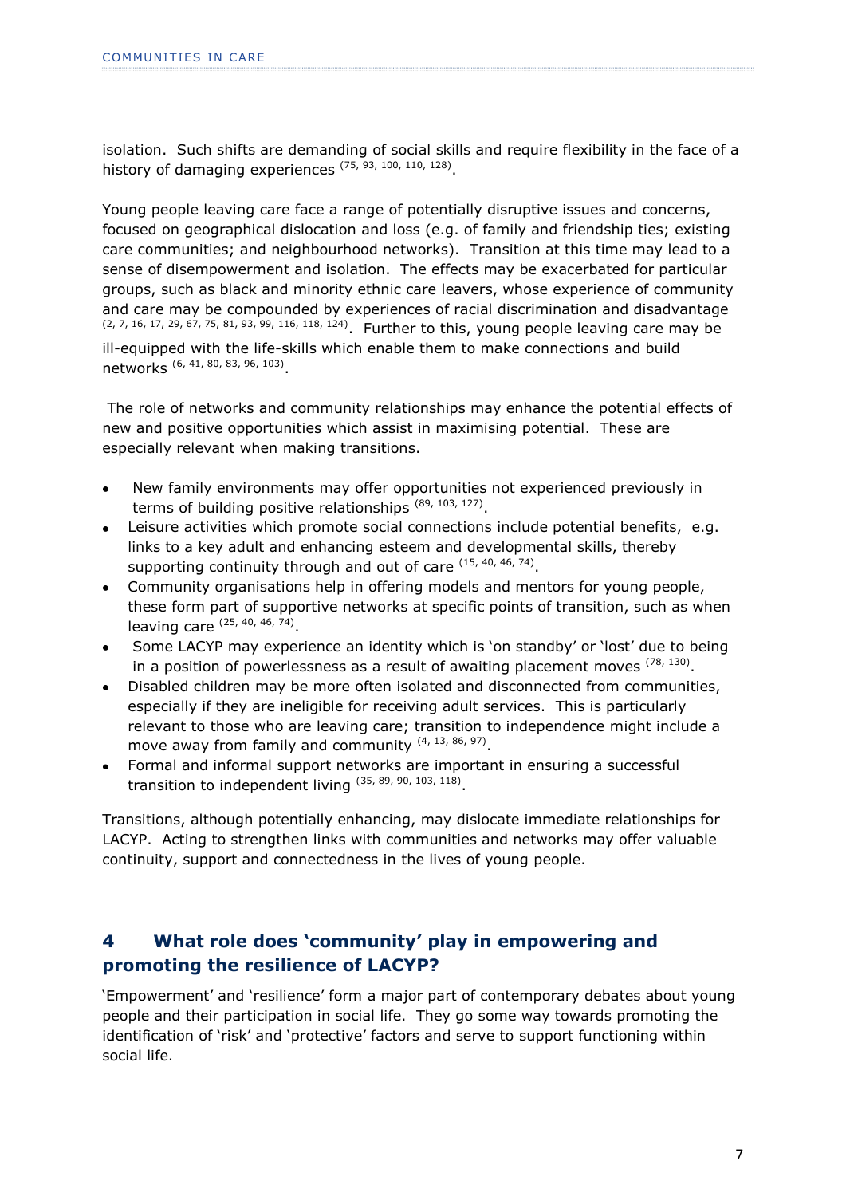isolation. Such shifts are demanding of social skills and require flexibility in the face of a history of damaging experiences [75, 93, 100, 110, 128].

Young people leaving care face a range of potentially disruptive issues and concerns, focused on geographical dislocation and loss (e.g. of family and friendship ties; existing care communities; and neighbourhood networks). Transition at this time may lead to a sense of disempowerment and isolation. The effects may be exacerbated for particular groups, such as black and minority ethnic care leavers, whose experience of community and care may be compounded by experiences of racial discrimination and disadvantage [2, 7, 16, 17, 29, 67, 75, 81, 93, 99, 116, 118, 124]. Further to this, young people leaving care may be ill-equipped with the life-skills which enable them to make connections and build networks [6, 41, 80, 83, 96, 103].

The role of networks and community relationships may enhance the potential effects of new and positive opportunities which assist in maximising potential. These are especially relevant when making transitions.

- New family environments may offer opportunities not experienced previously in terms of building positive relationships [89, 103, 127].
- Leisure activities which promote social connections include potential benefits, e.g. links to a key adult and enhancing esteem and developmental skills, thereby supporting continuity through and out of care [15, 40, 46, 74].
- Community organisations help in offering models and mentors for young people, these form part of supportive networks at specific points of transition, such as when leaving care [25, 40, 46, 74].
- Some LACYP may experience an identity which is 'on standby' or 'lost' due to being in a position of powerlessness as a result of awaiting placement moves [78, 130].
- Disabled children may be more often isolated and disconnected from communities, especially if they are ineligible for receiving adult services. This is particularly relevant to those who are leaving care; transition to independence might include a move away from family and community [4, 13, 86, 97].
- Formal and informal support networks are important in ensuring a successful transition to independent living [35, 89, 90, 103, 118].

Transitions, although potentially enhancing, may dislocate immediate relationships for LACYP. Acting to strengthen links with communities and networks may offer valuable continuity, support and connectedness in the lives of young people.

## 4 What role does 'community' play in empowering and promoting the resilience of LACYP?

'Empowerment' and 'resilience' form a major part of contemporary debates about young people and their participation in social life. They go some way towards promoting the identification of 'risk' and 'protective' factors and serve to support functioning within social life.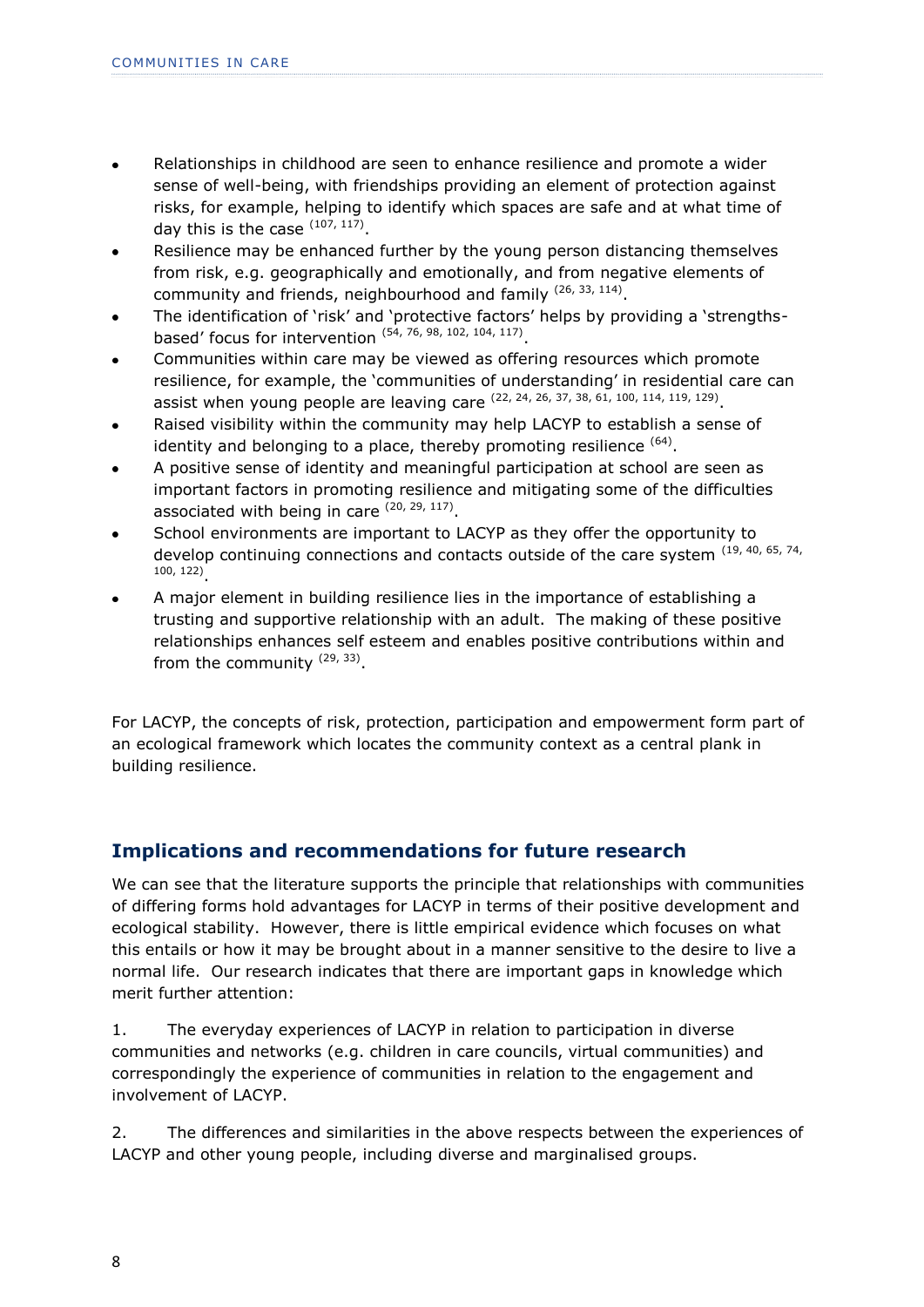- Relationships in childhood are seen to enhance resilience and promote a wider sense of well-being, with friendships providing an element of protection against risks, for example, helping to identify which spaces are safe and at what time of day this is the case [107, 117].
- Resilience may be enhanced further by the young person distancing themselves from risk, e.g. geographically and emotionally, and from negative elements of community and friends, neighbourhood and family [26, 33, 114].
- The identification of 'risk' and 'protective factors' helps by providing a 'strengths-based' focus for intervention [54, 76, 98, 102, 104, 117].
- Communities within care may be viewed as offering resources which promote resilience, for example, the 'communities of understanding' in residential care can assist when young people are leaving care [22, 24, 26, 37, 38, 61, 100, 114, 119, 129].
- Raised visibility within the community may help LACYP to establish a sense of identity and belonging to a place, thereby promoting resilience [64].
- A positive sense of identity and meaningful participation at school are seen as important factors in promoting resilience and mitigating some of the difficulties associated with being in care [20, 29, 117].
- School environments are important to LACYP as they offer the opportunity to develop continuing connections and contacts outside of the care system [19, 40, 65, 74, 100, 122].
- A major element in building resilience lies in the importance of establishing a trusting and supportive relationship with an adult. The making of these positive relationships enhances self esteem and enables positive contributions within and from the community [29, 33].

For LACYP, the concepts of risk, protection, participation and empowerment form part of an ecological framework which locates the community context as a central plank in building resilience.

## Implications and recommendations for future research

We can see that the literature supports the principle that relationships with communities of differing forms hold advantages for LACYP in terms of their positive development and ecological stability. However, there is little empirical evidence which focuses on what this entails or how it may be brought about in a manner sensitive to the desire to live a normal life. Our research indicates that there are important gaps in knowledge which merit further attention:

1. The everyday experiences of LACYP in relation to participation in diverse communities and networks (e.g. children in care councils, virtual communities) and correspondingly the experience of communities in relation to the engagement and involvement of LACYP.

2. The differences and similarities in the above respects between the experiences of LACYP and other young people, including diverse and marginalised groups.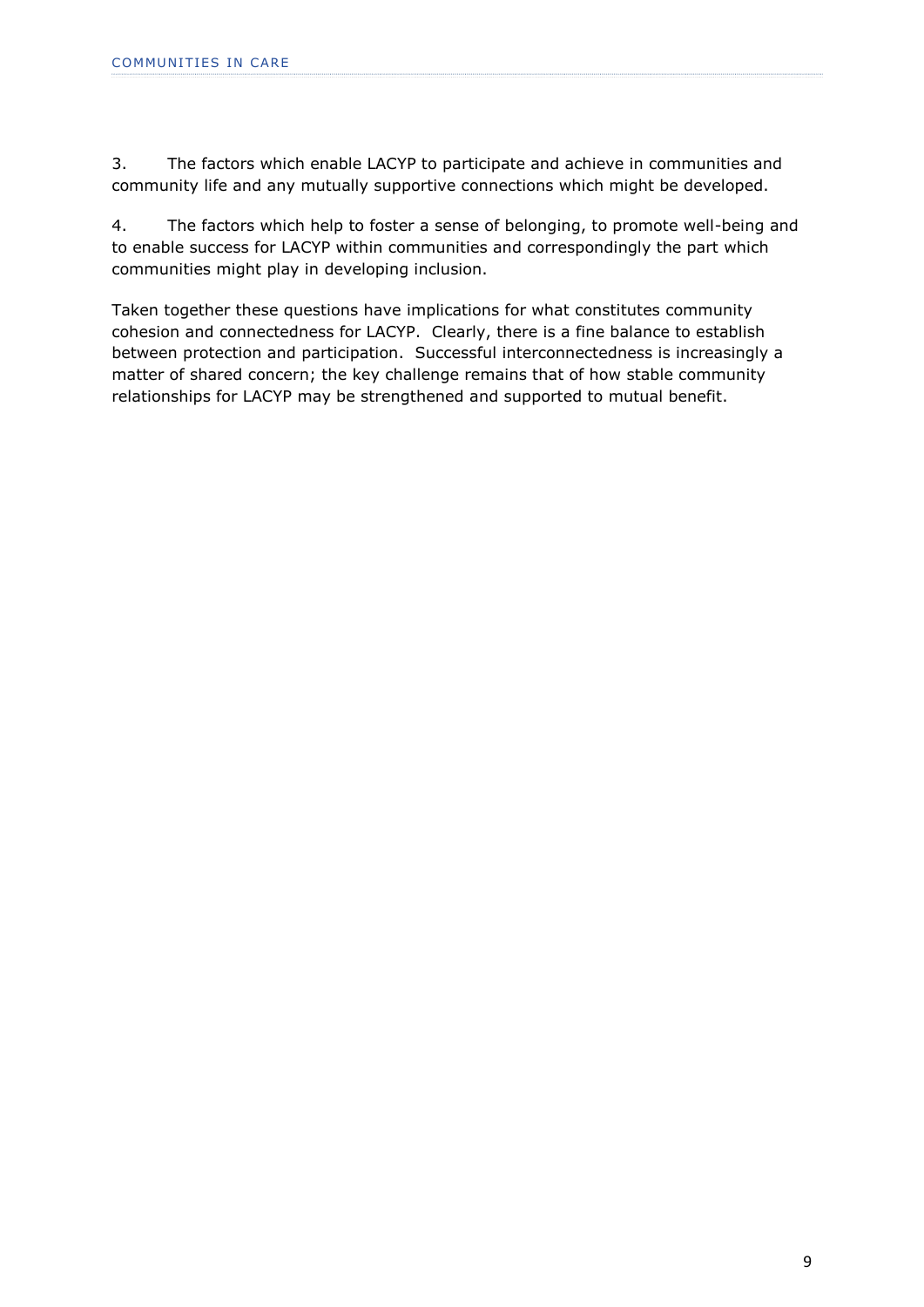3. The factors which enable LACYP to participate and achieve in communities and community life and any mutually supportive connections which might be developed.

4. The factors which help to foster a sense of belonging, to promote well-being and to enable success for LACYP within communities and correspondingly the part which communities might play in developing inclusion.

Taken together these questions have implications for what constitutes community cohesion and connectedness for LACYP. Clearly, there is a fine balance to establish between protection and participation. Successful interconnectedness is increasingly a matter of shared concern; the key challenge remains that of how stable community relationships for LACYP may be strengthened and supported to mutual benefit.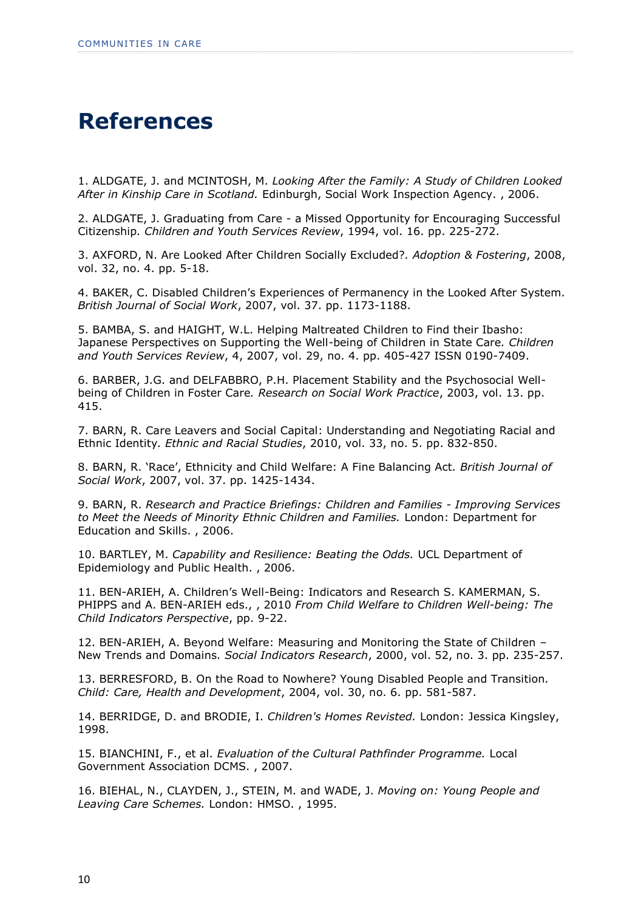# References

1. ALDGATE, J. and MCINTOSH, M. *Looking After the Family: A Study of Children Looked After in Kinship Care in Scotland.* Edinburgh, Social Work Inspection Agency. , 2006.

2. ALDGATE, J. Graduating from Care - a Missed Opportunity for Encouraging Successful Citizenship. *Children and Youth Services Review*, 1994, vol. 16. pp. 225-272.

3. AXFORD, N. Are Looked After Children Socially Excluded?. *Adoption & Fostering*, 2008, vol. 32, no. 4. pp. 5-18.

4. BAKER, C. Disabled Children's Experiences of Permanency in the Looked After System. *British Journal of Social Work*, 2007, vol. 37. pp. 1173-1188.

5. BAMBA, S. and HAIGHT, W.L. Helping Maltreated Children to Find their Ibasho: Japanese Perspectives on Supporting the Well-being of Children in State Care. *Children and Youth Services Review*, 4, 2007, vol. 29, no. 4. pp. 405-427 ISSN 0190-7409.

6. BARBER, J.G. and DELFABBRO, P.H. Placement Stability and the Psychosocial Well-being of Children in Foster Care. *Research on Social Work Practice*, 2003, vol. 13. pp. 415.

7. BARN, R. Care Leavers and Social Capital: Understanding and Negotiating Racial and Ethnic Identity. *Ethnic and Racial Studies*, 2010, vol. 33, no. 5. pp. 832-850.

8. BARN, R. 'Race', Ethnicity and Child Welfare: A Fine Balancing Act. *British Journal of Social Work*, 2007, vol. 37. pp. 1425-1434.

9. BARN, R. *Research and Practice Briefings: Children and Families - Improving Services to Meet the Needs of Minority Ethnic Children and Families.* London: Department for Education and Skills. , 2006.

10. BARTLEY, M. *Capability and Resilience: Beating the Odds.* UCL Department of Epidemiology and Public Health. , 2006.

11. BEN-ARIEH, A. Children's Well-Being: Indicators and Research S. KAMERMAN, S. PHIPPS and A. BEN-ARIEH eds., , 2010 *From Child Welfare to Children Well-being: The Child Indicators Perspective*, pp. 9-22.

12. BEN-ARIEH, A. Beyond Welfare: Measuring and Monitoring the State of Children – New Trends and Domains. *Social Indicators Research*, 2000, vol. 52, no. 3. pp. 235-257.

13. BERRESFORD, B. On the Road to Nowhere? Young Disabled People and Transition. *Child: Care, Health and Development*, 2004, vol. 30, no. 6. pp. 581-587.

14. BERRIDGE, D. and BRODIE, I. *Children's Homes Revisted.* London: Jessica Kingsley, 1998.

15. BIANCHINI, F., et al. *Evaluation of the Cultural Pathfinder Programme.* Local Government Association DCMS. , 2007.

16. BIEHAL, N., CLAYDEN, J., STEIN, M. and WADE, J. *Moving on: Young People and Leaving Care Schemes.* London: HMSO. , 1995.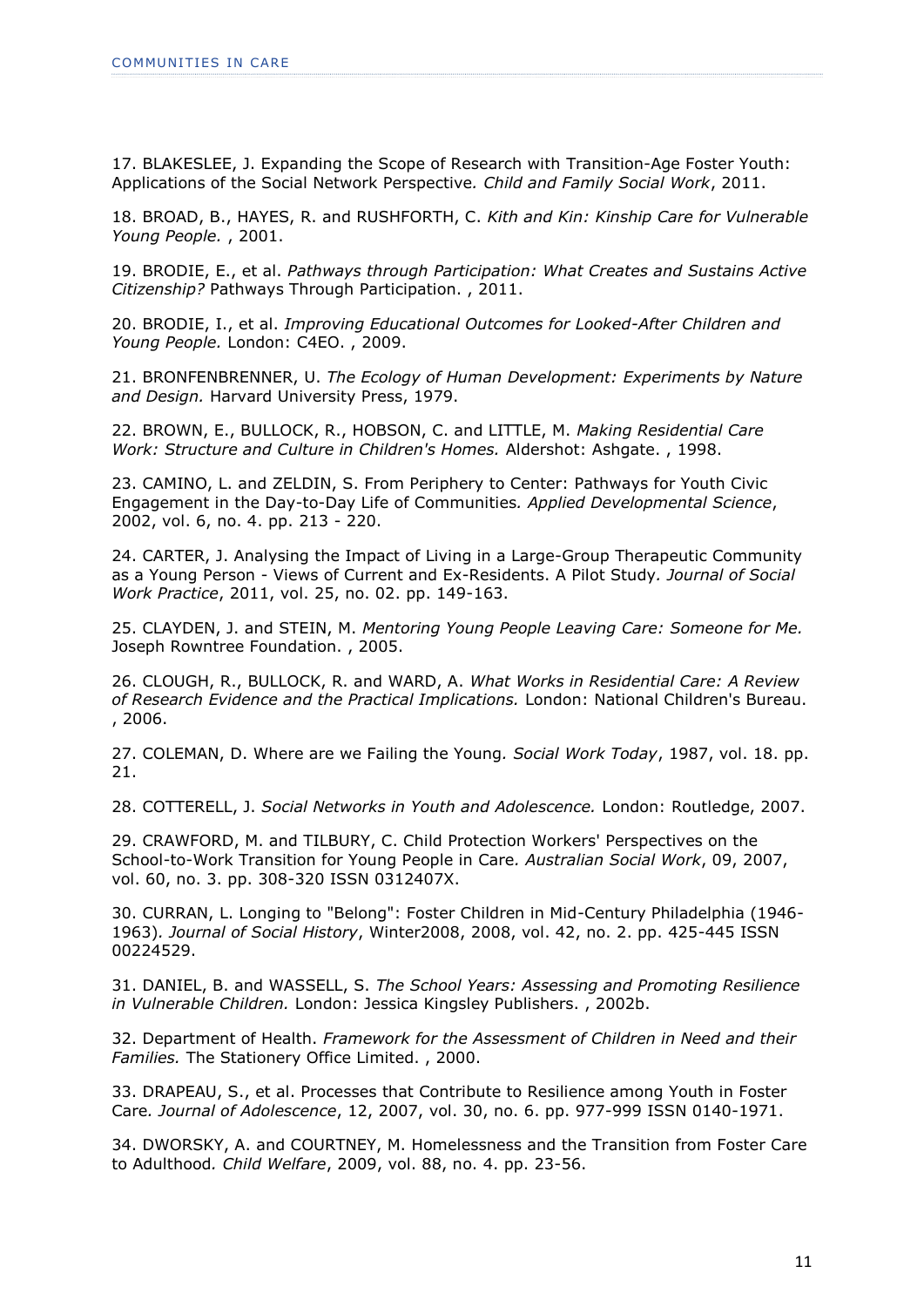17. BLAKESLEE, J. Expanding the Scope of Research with Transition-Age Foster Youth: Applications of the Social Network Perspective. *Child and Family Social Work*, 2011.

18. BROAD, B., HAYES, R. and RUSHFORTH, C. *Kith and Kin: Kinship Care for Vulnerable Young People.* , 2001.

19. BRODIE, E., et al. *Pathways through Participation: What Creates and Sustains Active Citizenship?* Pathways Through Participation. , 2011.

20. BRODIE, I., et al. *Improving Educational Outcomes for Looked-After Children and Young People.* London: C4EO. , 2009.

21. BRONFENBRENNER, U. *The Ecology of Human Development: Experiments by Nature and Design.* Harvard University Press, 1979.

22. BROWN, E., BULLOCK, R., HOBSON, C. and LITTLE, M. *Making Residential Care Work: Structure and Culture in Children's Homes.* Aldershot: Ashgate. , 1998.

23. CAMINO, L. and ZELDIN, S. From Periphery to Center: Pathways for Youth Civic Engagement in the Day-to-Day Life of Communities. *Applied Developmental Science*, 2002, vol. 6, no. 4. pp. 213 - 220.

24. CARTER, J. Analysing the Impact of Living in a Large-Group Therapeutic Community as a Young Person - Views of Current and Ex-Residents. A Pilot Study. *Journal of Social Work Practice*, 2011, vol. 25, no. 02. pp. 149-163.

25. CLAYDEN, J. and STEIN, M. *Mentoring Young People Leaving Care: Someone for Me.* Joseph Rowntree Foundation. , 2005.

26. CLOUGH, R., BULLOCK, R. and WARD, A. *What Works in Residential Care: A Review of Research Evidence and the Practical Implications.* London: National Children's Bureau. , 2006.

27. COLEMAN, D. Where are we Failing the Young. *Social Work Today*, 1987, vol. 18. pp. 21.

28. COTTERELL, J. *Social Networks in Youth and Adolescence.* London: Routledge, 2007.

29. CRAWFORD, M. and TILBURY, C. Child Protection Workers' Perspectives on the School-to-Work Transition for Young People in Care. *Australian Social Work*, 09, 2007, vol. 60, no. 3. pp. 308-320 ISSN 0312407X.

30. CURRAN, L. Longing to "Belong": Foster Children in Mid-Century Philadelphia (1946-1963). *Journal of Social History*, Winter2008, 2008, vol. 42, no. 2. pp. 425-445 ISSN 00224529.

31. DANIEL, B. and WASSELL, S. *The School Years: Assessing and Promoting Resilience in Vulnerable Children.* London: Jessica Kingsley Publishers. , 2002b.

32. Department of Health. *Framework for the Assessment of Children in Need and their Families.* The Stationery Office Limited. , 2000.

33. DRAPEAU, S., et al. Processes that Contribute to Resilience among Youth in Foster Care. *Journal of Adolescence*, 12, 2007, vol. 30, no. 6. pp. 977-999 ISSN 0140-1971.

34. DWORSKY, A. and COURTNEY, M. Homelessness and the Transition from Foster Care to Adulthood. *Child Welfare*, 2009, vol. 88, no. 4. pp. 23-56.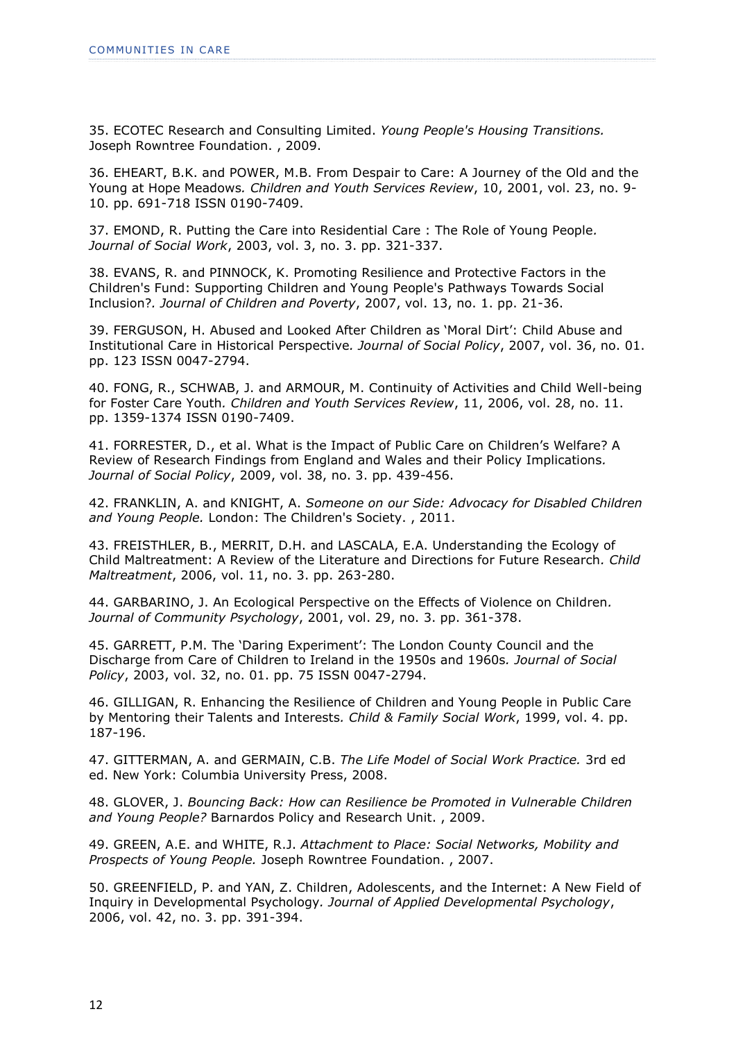35. ECOTEC Research and Consulting Limited. *Young People's Housing Transitions.* Joseph Rowntree Foundation. , 2009.

36. EHEART, B.K. and POWER, M.B. From Despair to Care: A Journey of the Old and the Young at Hope Meadows*. Children and Youth Services Review*, 10, 2001, vol. 23, no. 9-10. pp. 691-718 ISSN 0190-7409.

37. EMOND, R. Putting the Care into Residential Care : The Role of Young People*. Journal of Social Work*, 2003, vol. 3, no. 3. pp. 321-337.

38. EVANS, R. and PINNOCK, K. Promoting Resilience and Protective Factors in the Children's Fund: Supporting Children and Young People's Pathways Towards Social Inclusion?*. Journal of Children and Poverty*, 2007, vol. 13, no. 1. pp. 21-36.

39. FERGUSON, H. Abused and Looked After Children as 'Moral Dirt': Child Abuse and Institutional Care in Historical Perspective*. Journal of Social Policy*, 2007, vol. 36, no. 01. pp. 123 ISSN 0047-2794.

40. FONG, R., SCHWAB, J. and ARMOUR, M. Continuity of Activities and Child Well-being for Foster Care Youth*. Children and Youth Services Review*, 11, 2006, vol. 28, no. 11. pp. 1359-1374 ISSN 0190-7409.

41. FORRESTER, D., et al. What is the Impact of Public Care on Children's Welfare? A Review of Research Findings from England and Wales and their Policy Implications*. Journal of Social Policy*, 2009, vol. 38, no. 3. pp. 439-456.

42. FRANKLIN, A. and KNIGHT, A. *Someone on our Side: Advocacy for Disabled Children and Young People.* London: The Children's Society. , 2011.

43. FREISTHLER, B., MERRIT, D.H. and LASCALA, E.A. Understanding the Ecology of Child Maltreatment: A Review of the Literature and Directions for Future Research*. Child Maltreatment*, 2006, vol. 11, no. 3. pp. 263-280.

44. GARBARINO, J. An Ecological Perspective on the Effects of Violence on Children*. Journal of Community Psychology*, 2001, vol. 29, no. 3. pp. 361-378.

45. GARRETT, P.M. The 'Daring Experiment': The London County Council and the Discharge from Care of Children to Ireland in the 1950s and 1960s*. Journal of Social Policy*, 2003, vol. 32, no. 01. pp. 75 ISSN 0047-2794.

46. GILLIGAN, R. Enhancing the Resilience of Children and Young People in Public Care by Mentoring their Talents and Interests*. Child & Family Social Work*, 1999, vol. 4. pp. 187-196.

47. GITTERMAN, A. and GERMAIN, C.B. *The Life Model of Social Work Practice.* 3rd ed ed. New York: Columbia University Press, 2008.

48. GLOVER, J. *Bouncing Back: How can Resilience be Promoted in Vulnerable Children and Young People?* Barnardos Policy and Research Unit. , 2009.

49. GREEN, A.E. and WHITE, R.J. *Attachment to Place: Social Networks, Mobility and Prospects of Young People.* Joseph Rowntree Foundation. , 2007.

50. GREENFIELD, P. and YAN, Z. Children, Adolescents, and the Internet: A New Field of Inquiry in Developmental Psychology*. Journal of Applied Developmental Psychology*, 2006, vol. 42, no. 3. pp. 391-394.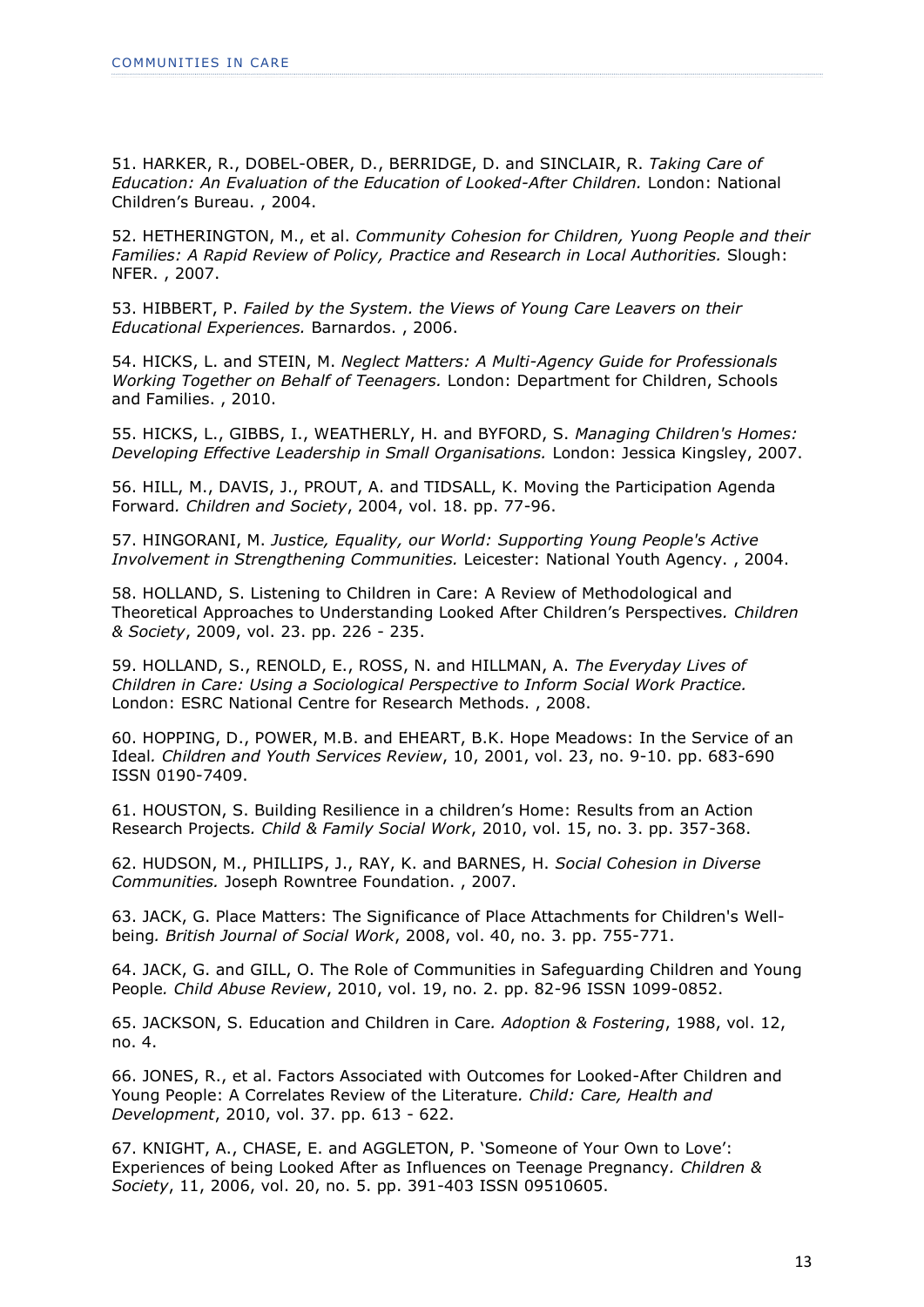51. HARKER, R., DOBEL-OBER, D., BERRIDGE, D. and SINCLAIR, R. *Taking Care of Education: An Evaluation of the Education of Looked-After Children.* London: National Children's Bureau. , 2004.

52. HETHERINGTON, M., et al. *Community Cohesion for Children, Yuong People and their Families: A Rapid Review of Policy, Practice and Research in Local Authorities.* Slough: NFER. , 2007.

53. HIBBERT, P. *Failed by the System. the Views of Young Care Leavers on their Educational Experiences.* Barnardos. , 2006.

54. HICKS, L. and STEIN, M. *Neglect Matters: A Multi-Agency Guide for Professionals Working Together on Behalf of Teenagers.* London: Department for Children, Schools and Families. , 2010.

55. HICKS, L., GIBBS, I., WEATHERLY, H. and BYFORD, S. *Managing Children's Homes: Developing Effective Leadership in Small Organisations.* London: Jessica Kingsley, 2007.

56. HILL, M., DAVIS, J., PROUT, A. and TIDSALL, K. Moving the Participation Agenda Forward*. Children and Society*, 2004, vol. 18. pp. 77-96.

57. HINGORANI, M. *Justice, Equality, our World: Supporting Young People's Active Involvement in Strengthening Communities.* Leicester: National Youth Agency. , 2004.

58. HOLLAND, S. Listening to Children in Care: A Review of Methodological and Theoretical Approaches to Understanding Looked After Children's Perspectives*. Children & Society*, 2009, vol. 23. pp. 226 - 235.

59. HOLLAND, S., RENOLD, E., ROSS, N. and HILLMAN, A. *The Everyday Lives of Children in Care: Using a Sociological Perspective to Inform Social Work Practice.* London: ESRC National Centre for Research Methods. , 2008.

60. HOPPING, D., POWER, M.B. and EHEART, B.K. Hope Meadows: In the Service of an Ideal*. Children and Youth Services Review*, 10, 2001, vol. 23, no. 9-10. pp. 683-690 ISSN 0190-7409.

61. HOUSTON, S. Building Resilience in a children's Home: Results from an Action Research Projects*. Child & Family Social Work*, 2010, vol. 15, no. 3. pp. 357-368.

62. HUDSON, M., PHILLIPS, J., RAY, K. and BARNES, H. *Social Cohesion in Diverse Communities.* Joseph Rowntree Foundation. , 2007.

63. JACK, G. Place Matters: The Significance of Place Attachments for Children's Well-being*. British Journal of Social Work*, 2008, vol. 40, no. 3. pp. 755-771.

64. JACK, G. and GILL, O. The Role of Communities in Safeguarding Children and Young People*. Child Abuse Review*, 2010, vol. 19, no. 2. pp. 82-96 ISSN 1099-0852.

65. JACKSON, S. Education and Children in Care*. Adoption & Fostering*, 1988, vol. 12, no. 4.

66. JONES, R., et al. Factors Associated with Outcomes for Looked-After Children and Young People: A Correlates Review of the Literature*. Child: Care, Health and Development*, 2010, vol. 37. pp. 613 - 622.

67. KNIGHT, A., CHASE, E. and AGGLETON, P. 'Someone of Your Own to Love': Experiences of being Looked After as Influences on Teenage Pregnancy*. Children & Society*, 11, 2006, vol. 20, no. 5. pp. 391-403 ISSN 09510605.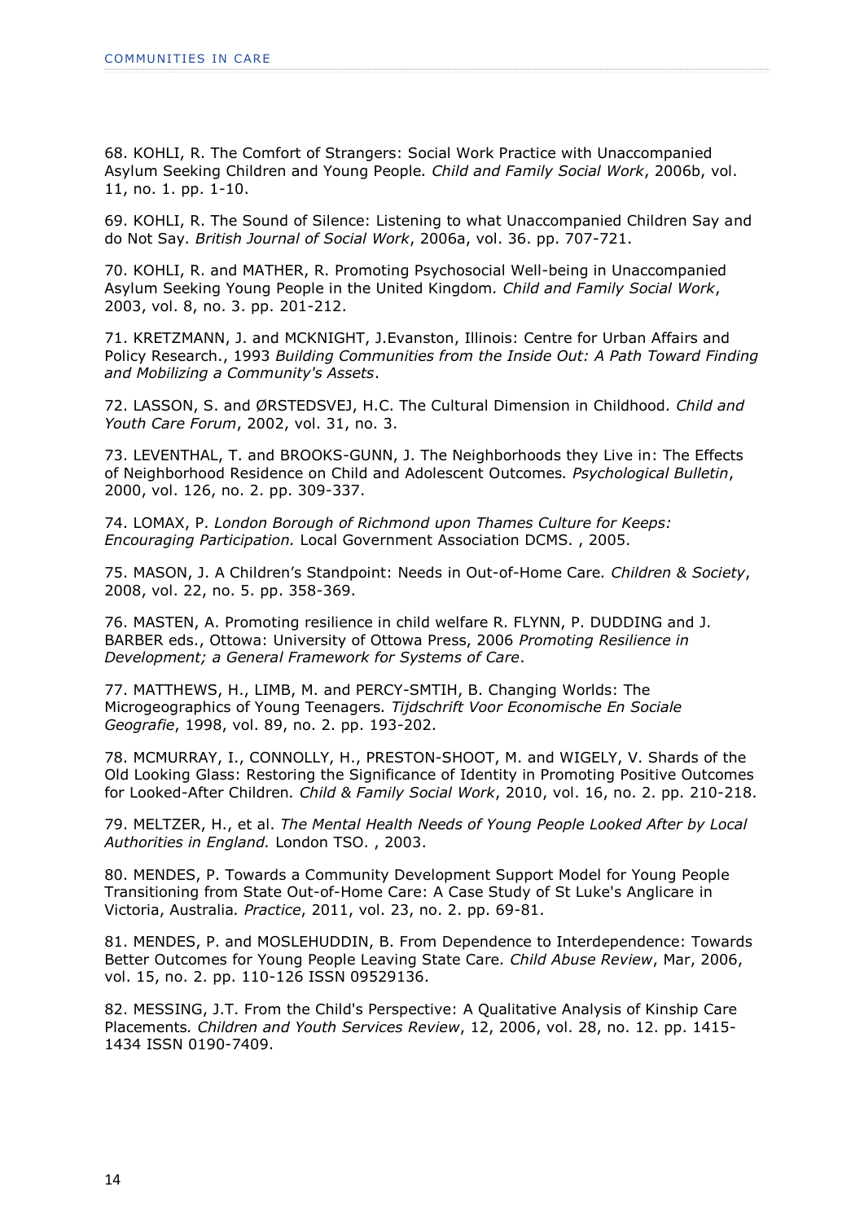68. KOHLI, R. The Comfort of Strangers: Social Work Practice with Unaccompanied Asylum Seeking Children and Young People*. Child and Family Social Work*, 2006b, vol. 11, no. 1. pp. 1-10.

69. KOHLI, R. The Sound of Silence: Listening to what Unaccompanied Children Say and do Not Say*. British Journal of Social Work*, 2006a, vol. 36. pp. 707-721.

70. KOHLI, R. and MATHER, R. Promoting Psychosocial Well-being in Unaccompanied Asylum Seeking Young People in the United Kingdom*. Child and Family Social Work*, 2003, vol. 8, no. 3. pp. 201-212.

71. KRETZMANN, J. and MCKNIGHT, J.Evanston, Illinois: Centre for Urban Affairs and Policy Research., 1993 *Building Communities from the Inside Out: A Path Toward Finding and Mobilizing a Community's Assets*.

72. LASSON, S. and ØRSTEDSVEJ, H.C. The Cultural Dimension in Childhood*. Child and Youth Care Forum*, 2002, vol. 31, no. 3.

73. LEVENTHAL, T. and BROOKS-GUNN, J. The Neighborhoods they Live in: The Effects of Neighborhood Residence on Child and Adolescent Outcomes*. Psychological Bulletin*, 2000, vol. 126, no. 2. pp. 309-337.

74. LOMAX, P. *London Borough of Richmond upon Thames Culture for Keeps: Encouraging Participation.* Local Government Association DCMS. , 2005.

75. MASON, J. A Children's Standpoint: Needs in Out-of-Home Care*. Children & Society*, 2008, vol. 22, no. 5. pp. 358-369.

76. MASTEN, A. Promoting resilience in child welfare R. FLYNN, P. DUDDING and J. BARBER eds., Ottowa: University of Ottowa Press, 2006 *Promoting Resilience in Development; a General Framework for Systems of Care*.

77. MATTHEWS, H., LIMB, M. and PERCY-SMTIH, B. Changing Worlds: The Microgeographics of Young Teenagers*. Tijdschrift Voor Economische En Sociale Geografie*, 1998, vol. 89, no. 2. pp. 193-202.

78. MCMURRAY, I., CONNOLLY, H., PRESTON-SHOOT, M. and WIGELY, V. Shards of the Old Looking Glass: Restoring the Significance of Identity in Promoting Positive Outcomes for Looked-After Children*. Child & Family Social Work*, 2010, vol. 16, no. 2. pp. 210-218.

79. MELTZER, H., et al. *The Mental Health Needs of Young People Looked After by Local Authorities in England.* London TSO. , 2003.

80. MENDES, P. Towards a Community Development Support Model for Young People Transitioning from State Out-of-Home Care: A Case Study of St Luke's Anglicare in Victoria, Australia*. Practice*, 2011, vol. 23, no. 2. pp. 69-81.

81. MENDES, P. and MOSLEHUDDIN, B. From Dependence to Interdependence: Towards Better Outcomes for Young People Leaving State Care*. Child Abuse Review*, Mar, 2006, vol. 15, no. 2. pp. 110-126 ISSN 09529136.

82. MESSING, J.T. From the Child's Perspective: A Qualitative Analysis of Kinship Care Placements*. Children and Youth Services Review*, 12, 2006, vol. 28, no. 12. pp. 1415-1434 ISSN 0190-7409.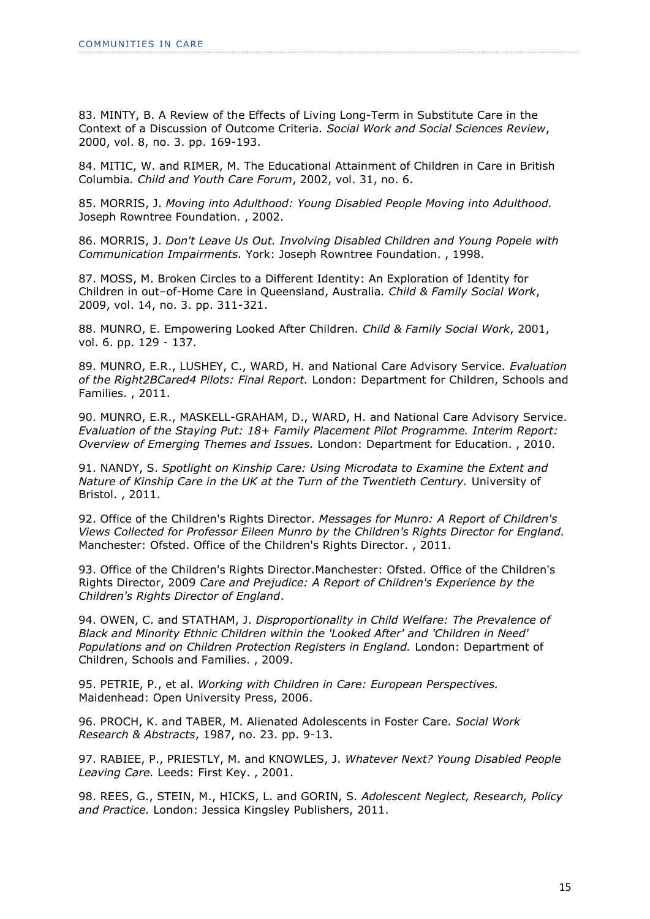83. MINTY, B. A Review of the Effects of Living Long-Term in Substitute Care in the Context of a Discussion of Outcome Criteria*. Social Work and Social Sciences Review*, 2000, vol. 8, no. 3. pp. 169-193.

84. MITIC, W. and RIMER, M. The Educational Attainment of Children in Care in British Columbia*. Child and Youth Care Forum*, 2002, vol. 31, no. 6.

85. MORRIS, J. *Moving into Adulthood: Young Disabled People Moving into Adulthood.* Joseph Rowntree Foundation. , 2002.

86. MORRIS, J. *Don't Leave Us Out. Involving Disabled Children and Young Popele with Communication Impairments.* York: Joseph Rowntree Foundation. , 1998.

87. MOSS, M. Broken Circles to a Different Identity: An Exploration of Identity for Children in out–of-Home Care in Queensland, Australia*. Child & Family Social Work*, 2009, vol. 14, no. 3. pp. 311-321.

88. MUNRO, E. Empowering Looked After Children*. Child & Family Social Work*, 2001, vol. 6. pp. 129 - 137.

89. MUNRO, E.R., LUSHEY, C., WARD, H. and National Care Advisory Service. *Evaluation of the Right2BCared4 Pilots: Final Report.* London: Department for Children, Schools and Families. , 2011.

90. MUNRO, E.R., MASKELL-GRAHAM, D., WARD, H. and National Care Advisory Service. *Evaluation of the Staying Put: 18+ Family Placement Pilot Programme. Interim Report: Overview of Emerging Themes and Issues.* London: Department for Education. , 2010.

91. NANDY, S. *Spotlight on Kinship Care: Using Microdata to Examine the Extent and Nature of Kinship Care in the UK at the Turn of the Twentieth Century.* University of Bristol. , 2011.

92. Office of the Children's Rights Director. *Messages for Munro: A Report of Children's Views Collected for Professor Eileen Munro by the Children's Rights Director for England.* Manchester: Ofsted. Office of the Children's Rights Director. , 2011.

93. Office of the Children's Rights Director.Manchester: Ofsted. Office of the Children's Rights Director, 2009 *Care and Prejudice: A Report of Children's Experience by the Children's Rights Director of England*.

94. OWEN, C. and STATHAM, J. *Disproportionality in Child Welfare: The Prevalence of Black and Minority Ethnic Children within the 'Looked After' and 'Children in Need' Populations and on Children Protection Registers in England.* London: Department of Children, Schools and Families. , 2009.

95. PETRIE, P., et al. *Working with Children in Care: European Perspectives.* Maidenhead: Open University Press, 2006.

96. PROCH, K. and TABER, M. Alienated Adolescents in Foster Care*. Social Work Research & Abstracts*, 1987, no. 23. pp. 9-13.

97. RABIEE, P., PRIESTLY, M. and KNOWLES, J. *Whatever Next? Young Disabled People Leaving Care.* Leeds: First Key. , 2001.

98. REES, G., STEIN, M., HICKS, L. and GORIN, S. *Adolescent Neglect, Research, Policy and Practice.* London: Jessica Kingsley Publishers, 2011.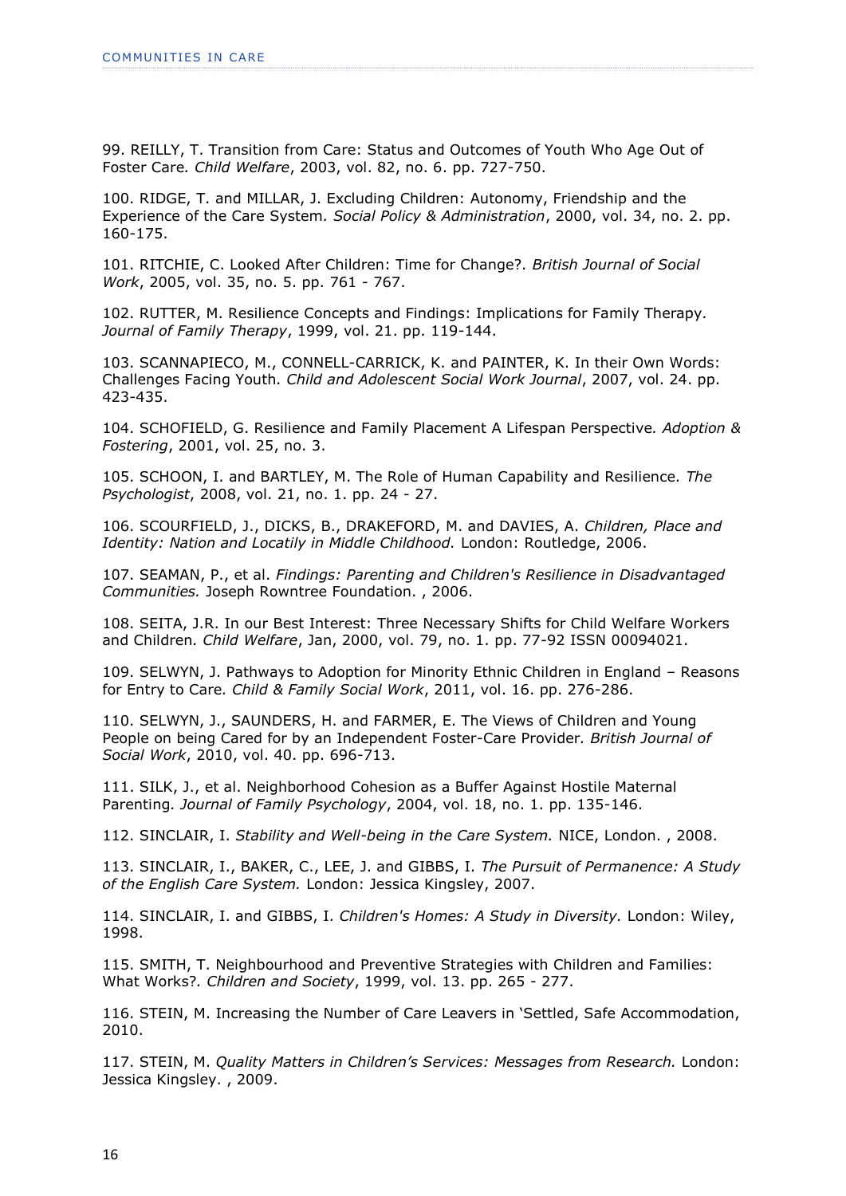99. REILLY, T. Transition from Care: Status and Outcomes of Youth Who Age Out of Foster Care. *Child Welfare*, 2003, vol. 82, no. 6. pp. 727-750.

100. RIDGE, T. and MILLAR, J. Excluding Children: Autonomy, Friendship and the Experience of the Care System. *Social Policy & Administration*, 2000, vol. 34, no. 2. pp. 160-175.

101. RITCHIE, C. Looked After Children: Time for Change?. *British Journal of Social Work*, 2005, vol. 35, no. 5. pp. 761 - 767.

102. RUTTER, M. Resilience Concepts and Findings: Implications for Family Therapy. *Journal of Family Therapy*, 1999, vol. 21. pp. 119-144.

103. SCANNAPIECO, M., CONNELL-CARRICK, K. and PAINTER, K. In their Own Words: Challenges Facing Youth. *Child and Adolescent Social Work Journal*, 2007, vol. 24. pp. 423-435.

104. SCHOFIELD, G. Resilience and Family Placement A Lifespan Perspective. *Adoption & Fostering*, 2001, vol. 25, no. 3.

105. SCHOON, I. and BARTLEY, M. The Role of Human Capability and Resilience. *The Psychologist*, 2008, vol. 21, no. 1. pp. 24 - 27.

106. SCOURFIELD, J., DICKS, B., DRAKEFORD, M. and DAVIES, A. *Children, Place and Identity: Nation and Locatily in Middle Childhood.* London: Routledge, 2006.

107. SEAMAN, P., et al. *Findings: Parenting and Children's Resilience in Disadvantaged Communities.* Joseph Rowntree Foundation. , 2006.

108. SEITA, J.R. In our Best Interest: Three Necessary Shifts for Child Welfare Workers and Children. *Child Welfare*, Jan, 2000, vol. 79, no. 1. pp. 77-92 ISSN 00094021.

109. SELWYN, J. Pathways to Adoption for Minority Ethnic Children in England – Reasons for Entry to Care. *Child & Family Social Work*, 2011, vol. 16. pp. 276-286.

110. SELWYN, J., SAUNDERS, H. and FARMER, E. The Views of Children and Young People on being Cared for by an Independent Foster-Care Provider. *British Journal of Social Work*, 2010, vol. 40. pp. 696-713.

111. SILK, J., et al. Neighborhood Cohesion as a Buffer Against Hostile Maternal Parenting. *Journal of Family Psychology*, 2004, vol. 18, no. 1. pp. 135-146.

112. SINCLAIR, I. *Stability and Well-being in the Care System.* NICE, London. , 2008.

113. SINCLAIR, I., BAKER, C., LEE, J. and GIBBS, I. *The Pursuit of Permanence: A Study of the English Care System.* London: Jessica Kingsley, 2007.

114. SINCLAIR, I. and GIBBS, I. *Children's Homes: A Study in Diversity.* London: Wiley, 1998.

115. SMITH, T. Neighbourhood and Preventive Strategies with Children and Families: What Works?. *Children and Society*, 1999, vol. 13. pp. 265 - 277.

116. STEIN, M. Increasing the Number of Care Leavers in 'Settled, Safe Accommodation, 2010.

117. STEIN, M. *Quality Matters in Children's Services: Messages from Research.* London: Jessica Kingsley. , 2009.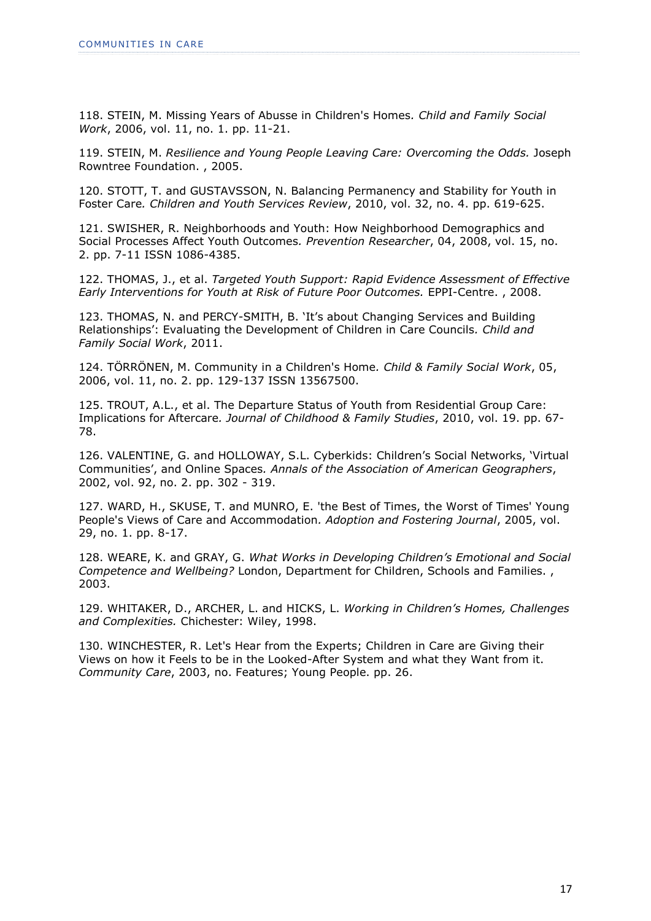118. STEIN, M. Missing Years of Abusse in Children's Homes*. Child and Family Social Work*, 2006, vol. 11, no. 1. pp. 11-21.

119. STEIN, M. *Resilience and Young People Leaving Care: Overcoming the Odds.* Joseph Rowntree Foundation. , 2005.

120. STOTT, T. and GUSTAVSSON, N. Balancing Permanency and Stability for Youth in Foster Care*. Children and Youth Services Review*, 2010, vol. 32, no. 4. pp. 619-625.

121. SWISHER, R. Neighborhoods and Youth: How Neighborhood Demographics and Social Processes Affect Youth Outcomes*. Prevention Researcher*, 04, 2008, vol. 15, no. 2. pp. 7-11 ISSN 1086-4385.

122. THOMAS, J., et al. *Targeted Youth Support: Rapid Evidence Assessment of Effective Early Interventions for Youth at Risk of Future Poor Outcomes.* EPPI-Centre. , 2008.

123. THOMAS, N. and PERCY-SMITH, B. 'It's about Changing Services and Building Relationships': Evaluating the Development of Children in Care Councils*. Child and Family Social Work*, 2011.

124. TÖRRÖNEN, M. Community in a Children's Home*. Child & Family Social Work*, 05, 2006, vol. 11, no. 2. pp. 129-137 ISSN 13567500.

125. TROUT, A.L., et al. The Departure Status of Youth from Residential Group Care: Implications for Aftercare*. Journal of Childhood & Family Studies*, 2010, vol. 19. pp. 67-78.

126. VALENTINE, G. and HOLLOWAY, S.L. Cyberkids: Children's Social Networks, 'Virtual Communities', and Online Spaces*. Annals of the Association of American Geographers*, 2002, vol. 92, no. 2. pp. 302 - 319.

127. WARD, H., SKUSE, T. and MUNRO, E. 'the Best of Times, the Worst of Times' Young People's Views of Care and Accommodation*. Adoption and Fostering Journal*, 2005, vol. 29, no. 1. pp. 8-17.

128. WEARE, K. and GRAY, G. *What Works in Developing Children's Emotional and Social Competence and Wellbeing?* London, Department for Children, Schools and Families. , 2003.

129. WHITAKER, D., ARCHER, L. and HICKS, L. *Working in Children's Homes, Challenges and Complexities.* Chichester: Wiley, 1998.

130. WINCHESTER, R. Let's Hear from the Experts; Children in Care are Giving their Views on how it Feels to be in the Looked-After System and what they Want from it*. Community Care*, 2003, no. Features; Young People. pp. 26.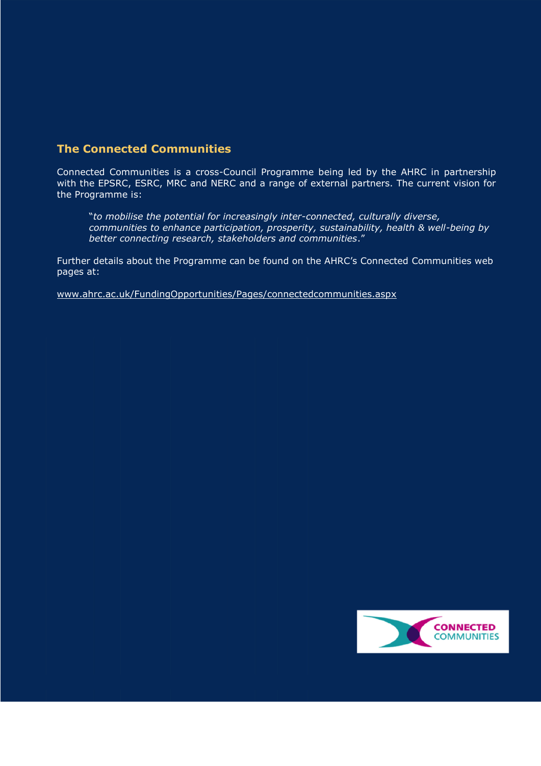## The Connected Communities

Connected Communities is a cross-Council Programme being led by the AHRC in partnership with the EPSRC, ESRC, MRC and NERC and a range of external partners. The current vision for the Programme is:

> "*to mobilise the potential for increasingly inter-connected, culturally diverse, communities to enhance participation, prosperity, sustainability, health & well-being by better connecting research, stakeholders and communities*."

Further details about the Programme can be found on the AHRC's Connected Communities web pages at:

www.ahrc.ac.uk/FundingOpportunities/Pages/connectedcommunities.aspx